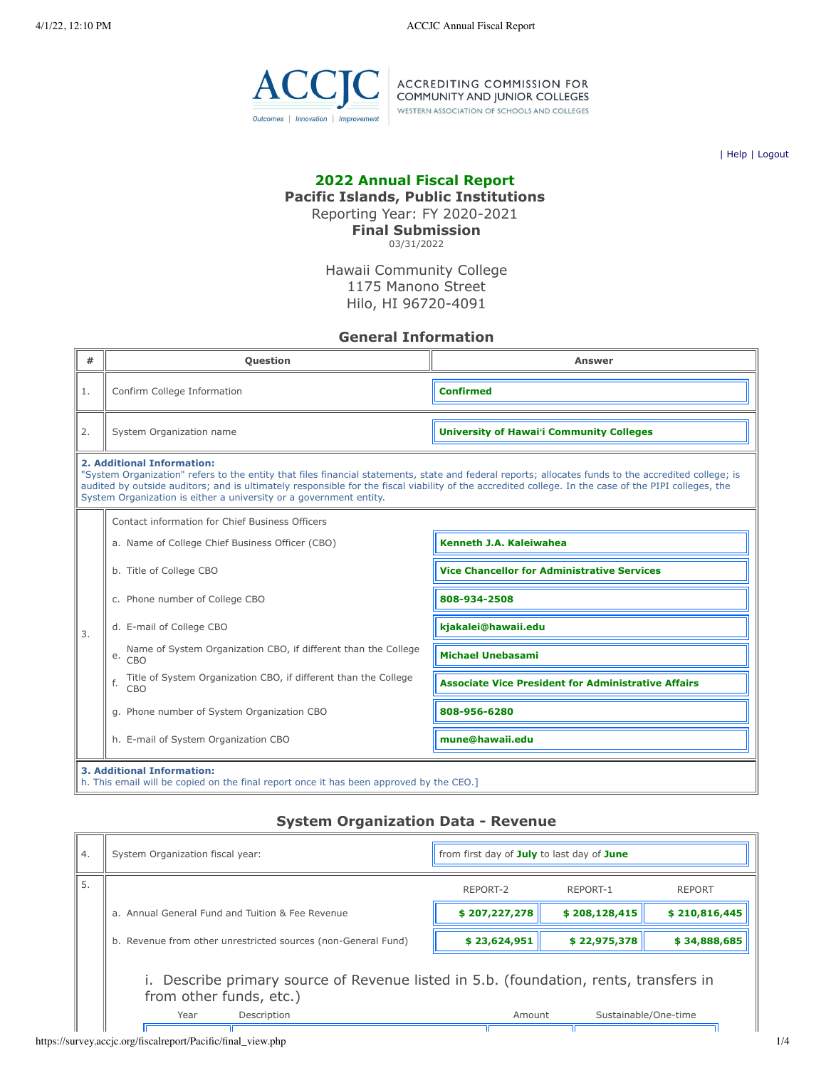ACCREDITING COMMISSION FOR COMMUNITY AND JUNIOR COLLEGES
WESTERN ASSOCIATION OF SCHOOLS AND COLLEGES

| Help | Logout

## 2022 Annual Fiscal Report

**Pacific Islands, Public Institutions**

Reporting Year: FY 2020-2021

**Final Submission**

03/31/2022

Hawaii Community College
1175 Manono Street
Hilo, HI 96720-4091

### General Information

| # | Question | Answer |
|---|---|---|
| 1. | Confirm College Information | **Confirmed** |
| 2. | System Organization name | **University of Hawaiʻi Community Colleges** |

**2. Additional Information:**
"System Organization" refers to the entity that files financial statements, state and federal reports; allocates funds to the accredited college; is audited by outside auditors; and is ultimately responsible for the fiscal viability of the accredited college. In the case of the PIPI colleges, the System Organization is either a university or a government entity.

| # | Question | Answer |
|---|---|---|
| 3. | Contact information for Chief Business Officers | |
| | a. Name of College Chief Business Officer (CBO) | **Kenneth J.A. Kaleiwahea** |
| | b. Title of College CBO | **Vice Chancellor for Administrative Services** |
| | c. Phone number of College CBO | **808-934-2508** |
| | d. E-mail of College CBO | **kjakalei@hawaii.edu** |
| | e. Name of System Organization CBO, if different than the College CBO | **Michael Unebasami** |
| | f. Title of System Organization CBO, if different than the College CBO | **Associate Vice President for Administrative Affairs** |
| | g. Phone number of System Organization CBO | **808-956-6280** |
| | h. E-mail of System Organization CBO | **mune@hawaii.edu** |

**3. Additional Information:**
h. This email will be copied on the final report once it has been approved by the CEO.]

### System Organization Data - Revenue

| # | Question | REPORT-2 | REPORT-1 | REPORT |
|---|---|---|---|---|
| 4. | System Organization fiscal year: | from first day of **July** to last day of **June** | | |
| 5. | | REPORT-2 | REPORT-1 | REPORT |
| | a. Annual General Fund and Tuition & Fee Revenue | **$ 207,227,278** | **$ 208,128,415** | **$ 210,816,445** |
| | b. Revenue from other unrestricted sources (non-General Fund) | **$ 23,624,951** | **$ 22,975,378** | **$ 34,888,685** |

i. Describe primary source of Revenue listed in 5.b. (foundation, rents, transfers in from other funds, etc.)

| Year | Description | Amount | Sustainable/One-time |
|---|---|---|---|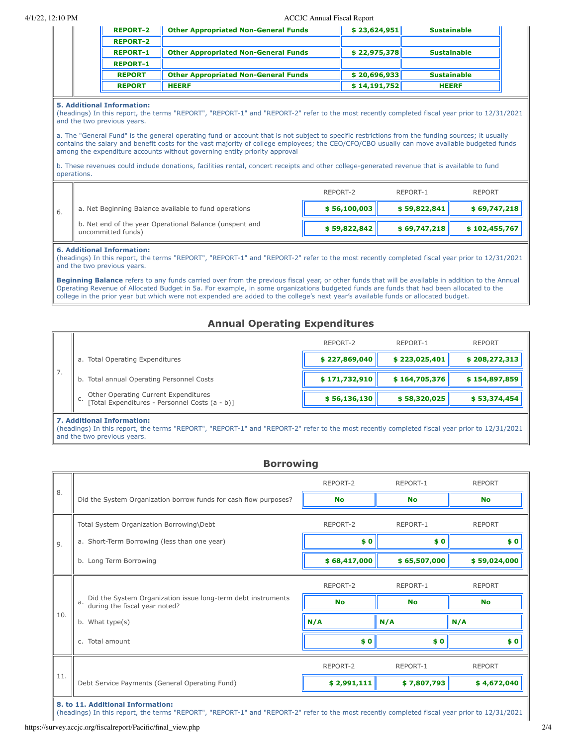| | | | |
|---|---|---|---|
| REPORT-2 | Other Appropriated Non-General Funds | $ 23,624,951 | Sustainable |
| REPORT-2 | | | |
| REPORT-1 | Other Appropriated Non-General Funds | $ 22,975,378 | Sustainable |
| REPORT-1 | | | |
| REPORT | Other Appropriated Non-General Funds | $ 20,696,933 | Sustainable |
| REPORT | HEERF | $ 14,191,752 | HEERF |

**5. Additional Information:**
(headings) In this report, the terms "REPORT", "REPORT-1" and "REPORT-2" refer to the most recently completed fiscal year prior to 12/31/2021 and the two previous years.

a. The "General Fund" is the general operating fund or account that is not subject to specific restrictions from the funding sources; it usually contains the salary and benefit costs for the vast majority of college employees; the CEO/CFO/CBO usually can move available budgeted funds among the expenditure accounts without governing entity priority approval

b. These revenues could include donations, facilities rental, concert receipts and other college-generated revenue that is available to fund operations.

| 6. | | REPORT-2 | REPORT-1 | REPORT |
|---|---|---|---|---|
| | a. Net Beginning Balance available to fund operations | $ 56,100,003 | $ 59,822,841 | $ 69,747,218 |
| | b. Net end of the year Operational Balance (unspent and uncommitted funds) | $ 59,822,842 | $ 69,747,218 | $ 102,455,767 |

**6. Additional Information:**
(headings) In this report, the terms "REPORT", "REPORT-1" and "REPORT-2" refer to the most recently completed fiscal year prior to 12/31/2021 and the two previous years.

**Beginning Balance** refers to any funds carried over from the previous fiscal year, or other funds that will be available in addition to the Annual Operating Revenue of Allocated Budget in 5a. For example, in some organizations budgeted funds are funds that had been allocated to the college in the prior year but which were not expended are added to the college's next year's available funds or allocated budget.

## Annual Operating Expenditures

| 7. | | REPORT-2 | REPORT-1 | REPORT |
|---|---|---|---|---|
| | a. Total Operating Expenditures | $ 227,869,040 | $ 223,025,401 | $ 208,272,313 |
| | b. Total annual Operating Personnel Costs | $ 171,732,910 | $ 164,705,376 | $ 154,897,859 |
| | c. Other Operating Current Expenditures [Total Expenditures - Personnel Costs (a - b)] | $ 56,136,130 | $ 58,320,025 | $ 53,374,454 |

**7. Additional Information:**
(headings) In this report, the terms "REPORT", "REPORT-1" and "REPORT-2" refer to the most recently completed fiscal year prior to 12/31/2021 and the two previous years.

## Borrowing

| 8. | | REPORT-2 | REPORT-1 | REPORT |
|---|---|---|---|---|
| | Did the System Organization borrow funds for cash flow purposes? | No | No | No |

| 9. | Total System Organization Borrowing\Debt | REPORT-2 | REPORT-1 | REPORT |
|---|---|---|---|---|
| | a. Short-Term Borrowing (less than one year) | $ 0 | $ 0 | $ 0 |
| | b. Long Term Borrowing | $ 68,417,000 | $ 65,507,000 | $ 59,024,000 |

| 10. | | REPORT-2 | REPORT-1 | REPORT |
|---|---|---|---|---|
| | a. Did the System Organization issue long-term debt instruments during the fiscal year noted? | No | No | No |
| | b. What type(s) | N/A | N/A | N/A |
| | c. Total amount | $ 0 | $ 0 | $ 0 |

| 11. | | REPORT-2 | REPORT-1 | REPORT |
|---|---|---|---|---|
| | Debt Service Payments (General Operating Fund) | $ 2,991,111 | $ 7,807,793 | $ 4,672,040 |

**8. to 11. Additional Information:**
(headings) In this report, the terms "REPORT", "REPORT-1" and "REPORT-2" refer to the most recently completed fiscal year prior to 12/31/2021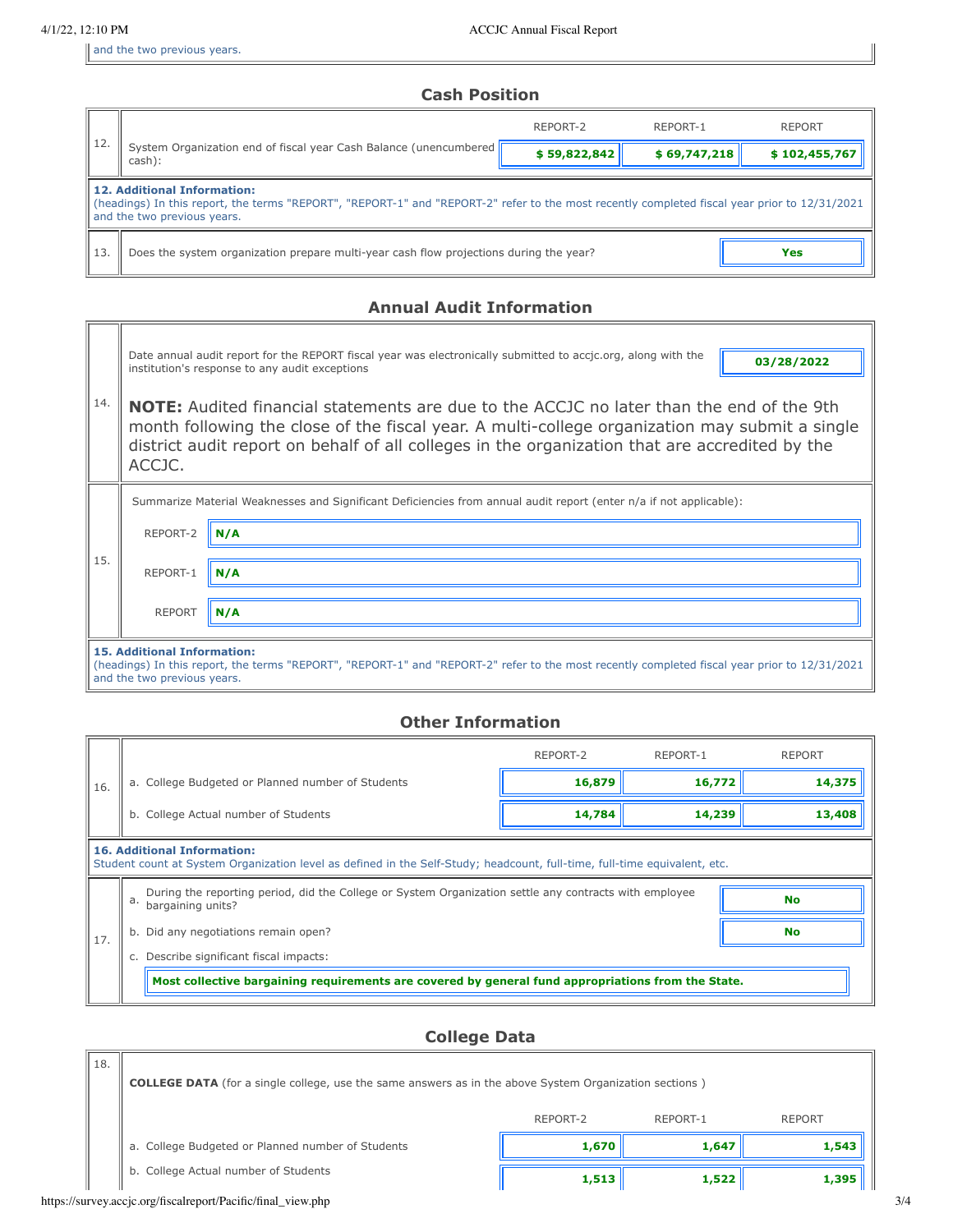and the two previous years.

## Cash Position

| | | REPORT-2 | REPORT-1 | REPORT |
|---|---|---|---|---|
| 12. | System Organization end of fiscal year Cash Balance (unencumbered cash): | $ 59,822,842 | $ 69,747,218 | $ 102,455,767 |

**12. Additional Information:**
(headings) In this report, the terms "REPORT", "REPORT-1" and "REPORT-2" refer to the most recently completed fiscal year prior to 12/31/2021 and the two previous years.

| | | |
|---|---|---|
| 13. | Does the system organization prepare multi-year cash flow projections during the year? | Yes |

## Annual Audit Information

14. Date annual audit report for the REPORT fiscal year was electronically submitted to accjc.org, along with the institution's response to any audit exceptions: **03/28/2022**

**NOTE:** Audited financial statements are due to the ACCJC no later than the end of the 9th month following the close of the fiscal year. A multi-college organization may submit a single district audit report on behalf of all colleges in the organization that are accredited by the ACCJC.

15. Summarize Material Weaknesses and Significant Deficiencies from annual audit report (enter n/a if not applicable):

| | |
|---|---|
| REPORT-2 | N/A |
| REPORT-1 | N/A |
| REPORT | N/A |

**15. Additional Information:**
(headings) In this report, the terms "REPORT", "REPORT-1" and "REPORT-2" refer to the most recently completed fiscal year prior to 12/31/2021 and the two previous years.

## Other Information

| | | REPORT-2 | REPORT-1 | REPORT |
|---|---|---|---|---|
| 16. | a. College Budgeted or Planned number of Students | 16,879 | 16,772 | 14,375 |
| | b. College Actual number of Students | 14,784 | 14,239 | 13,408 |

**16. Additional Information:**
Student count at System Organization level as defined in the Self-Study; headcount, full-time, full-time equivalent, etc.

17.

a. During the reporting period, did the College or System Organization settle any contracts with employee bargaining units? **No**

b. Did any negotiations remain open? **No**

c. Describe significant fiscal impacts:

**Most collective bargaining requirements are covered by general fund appropriations from the State.**

## College Data

18. **COLLEGE DATA** (for a single college, use the same answers as in the above System Organization sections )

| | REPORT-2 | REPORT-1 | REPORT |
|---|---|---|---|
| a. College Budgeted or Planned number of Students | 1,670 | 1,647 | 1,543 |
| b. College Actual number of Students | 1,513 | 1,522 | 1,395 |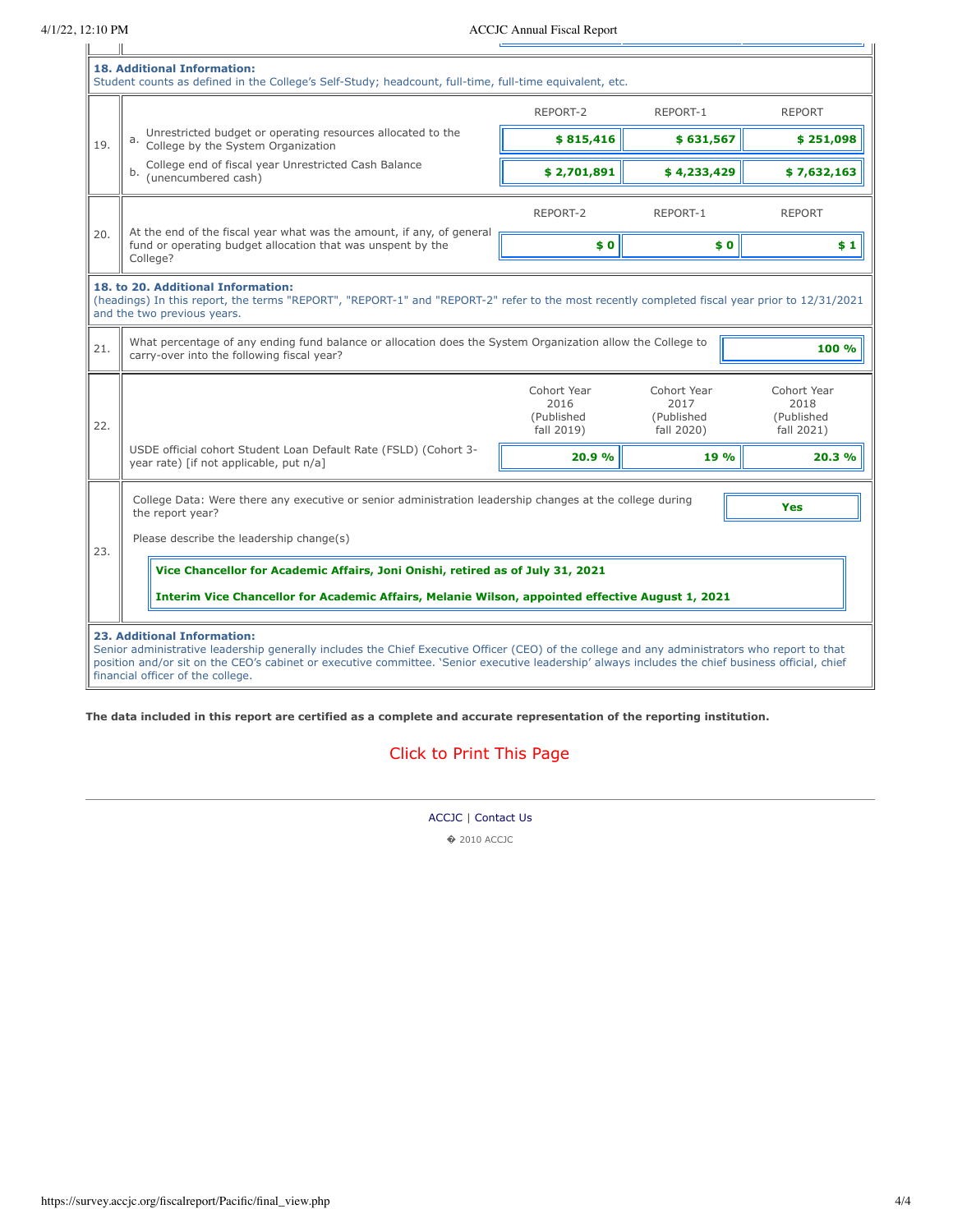**18. Additional Information:**
Student counts as defined in the College's Self-Study; headcount, full-time, full-time equivalent, etc.

| | | REPORT-2 | REPORT-1 | REPORT |
|---|---|---|---|---|
| 19. | a. Unrestricted budget or operating resources allocated to the College by the System Organization | $ 815,416 | $ 631,567 | $ 251,098 |
| | b. College end of fiscal year Unrestricted Cash Balance (unencumbered cash) | $ 2,701,891 | $ 4,233,429 | $ 7,632,163 |

| | | REPORT-2 | REPORT-1 | REPORT |
|---|---|---|---|---|
| 20. | At the end of the fiscal year what was the amount, if any, of general fund or operating budget allocation that was unspent by the College? | $ 0 | $ 0 | $ 1 |

**18. to 20. Additional Information:**
(headings) In this report, the terms "REPORT", "REPORT-1" and "REPORT-2" refer to the most recently completed fiscal year prior to 12/31/2021 and the two previous years.

| | | |
|---|---|---|
| 21. | What percentage of any ending fund balance or allocation does the System Organization allow the College to carry-over into the following fiscal year? | 100 % |

| | | Cohort Year 2016 (Published fall 2019) | Cohort Year 2017 (Published fall 2020) | Cohort Year 2018 (Published fall 2021) |
|---|---|---|---|---|
| 22. | USDE official cohort Student Loan Default Rate (FSLD) (Cohort 3-year rate) [if not applicable, put n/a] | 20.9 % | 19 % | 20.3 % |

| | | |
|---|---|---|
| 23. | College Data: Were there any executive or senior administration leadership changes at the college during the report year? | Yes |

Please describe the leadership change(s)

**Vice Chancellor for Academic Affairs, Joni Onishi, retired as of July 31, 2021**

**Interim Vice Chancellor for Academic Affairs, Melanie Wilson, appointed effective August 1, 2021**

**23. Additional Information:**
Senior administrative leadership generally includes the Chief Executive Officer (CEO) of the college and any administrators who report to that position and/or sit on the CEO's cabinet or executive committee. 'Senior executive leadership' always includes the chief business official, chief financial officer of the college.

**The data included in this report are certified as a complete and accurate representation of the reporting institution.**

Click to Print This Page

ACCJC | Contact Us

© 2010 ACCJC